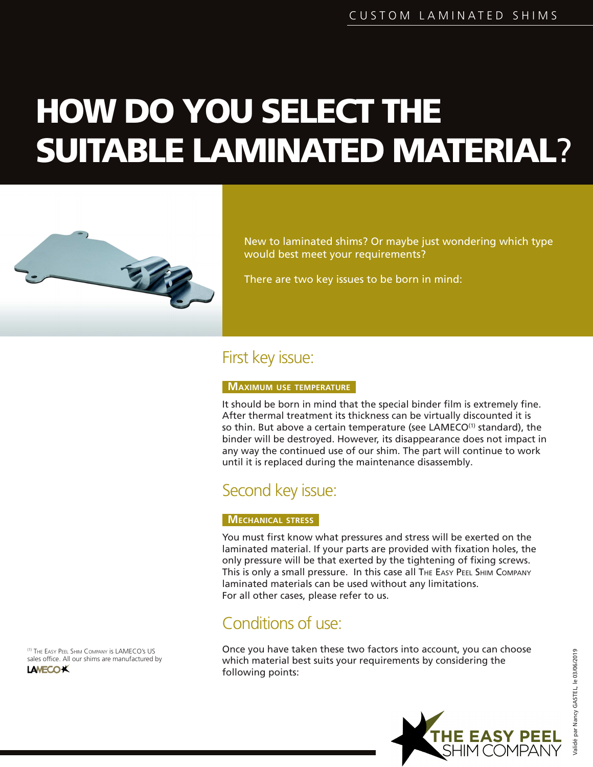CUSTOM LAMINATED SHIMS

# HOW DO YOU SELECT THE SUITABLE LAMINATED MATERIAL?

New to laminated shims? Or maybe just wondering which type would best meet your requirements?

There are two key issues to be born in mind:

## First key issue:

### Maximum use temperature

It should be born in mind that the special binder film is extremely fine. After thermal treatment its thickness can be virtually discounted it is so thin. But above a certain temperature (see LAMECO[1] standard), the binder will be destroyed. However, its disappearance does not impact in any way the continued use of our shim. The part will continue to work until it is replaced during the maintenance disassembly.

## Second key issue:

### Mechanical stress

You must first know what pressures and stress will be exerted on the laminated material. If your parts are provided with fixation holes, the only pressure will be that exerted by the tightening of fixing screws. This is only a small pressure. In this case all The Easy Peel Shim Company laminated materials can be used without any limitations.
For all other cases, please refer to us.

## Conditions of use:

Once you have taken these two factors into account, you can choose which material best suits your requirements by considering the following points:

[1] The Easy Peel Shim Company is LAMECO's US sales office. All our shims are manufactured by LAMECO

THE EASY PEEL SHIM COMPANY

Validé par Nancy GASTEL, le 03/06/2019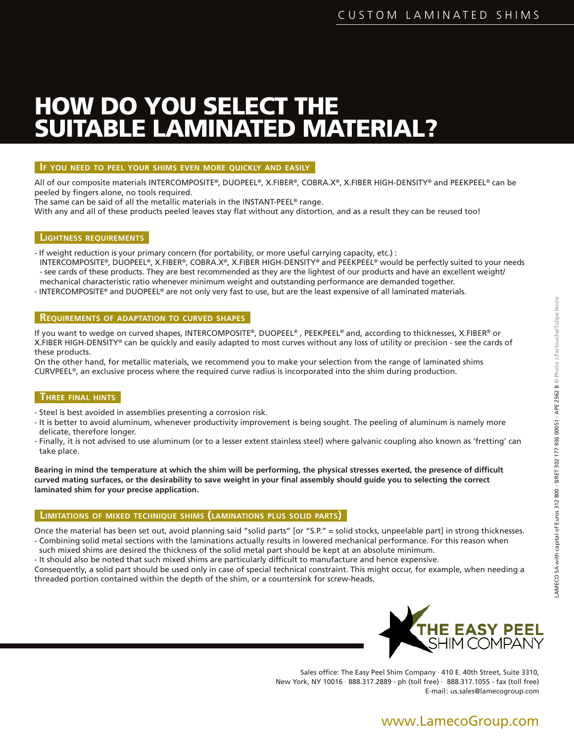# HOW DO YOU SELECT THE SUITABLE LAMINATED MATERIAL?

## If you need to peel your shims even more quickly and easily

All of our composite materials INTERCOMPOSITE®, DUOPEEL®, X.FIBER®, COBRA.X®, X.FIBER HIGH-DENSITY® and PEEKPEEL® can be peeled by fingers alone, no tools required.
The same can be said of all the metallic materials in the INSTANT-PEEL® range.
With any and all of these products peeled leaves stay flat without any distortion, and as a result they can be reused too!

## Lightness requirements

- If weight reduction is your primary concern (for portability, or more useful carrying capacity, etc.) : INTERCOMPOSITE®, DUOPEEL®, X.FIBER®, COBRA.X®, X.FIBER HIGH-DENSITY® and PEEKPEEL® would be perfectly suited to your needs - see cards of these products. They are best recommended as they are the lightest of our products and have an excellent weight/ mechanical characteristic ratio whenever minimum weight and outstanding performance are demanded together.
- INTERCOMPOSITE® and DUOPEEL® are not only very fast to use, but are the least expensive of all laminated materials.

## Requirements of adaptation to curved shapes

If you want to wedge on curved shapes, INTERCOMPOSITE®, DUOPEEL® , PEEKPEEL® and, according to thicknesses, X.FIBER® or X.FIBER HIGH-DENSITY® can be quickly and easily adapted to most curves without any loss of utility or precision - see the cards of these products.
On the other hand, for metallic materials, we recommend you to make your selection from the range of laminated shims CURVPEEL®, an exclusive process where the required curve radius is incorporated into the shim during production.

## Three final hints

- Steel is best avoided in assemblies presenting a corrosion risk.
- It is better to avoid aluminum, whenever productivity improvement is being sought. The peeling of aluminum is namely more delicate, therefore longer.
- Finally, it is not advised to use aluminum (or to a lesser extent stainless steel) where galvanic coupling also known as 'fretting' can take place.

**Bearing in mind the temperature at which the shim will be performing, the physical stresses exerted, the presence of difficult curved mating surfaces, or the desirability to save weight in your final assembly should guide you to selecting the correct laminated shim for your precise application.**

## Limitations of mixed technique shims (laminations plus solid parts)

Once the material has been set out, avoid planning said "solid parts" [or "S.P." = solid stocks, unpeelable part] in strong thicknesses.
- Combining solid metal sections with the laminations actually results in lowered mechanical performance. For this reason when such mixed shims are desired the thickness of the solid metal part should be kept at an absolute minimum.
- It should also be noted that such mixed shims are particularly difficult to manufacture and hence expensive.

Consequently, a solid part should be used only in case of special technical constraint. This might occur, for example, when needing a threaded portion contained within the depth of the shim, or a countersink for screw-heads.

THE EASY PEEL SHIM COMPANY

Sales office: The Easy Peel Shim Company · 410 E. 40th Street, Suite 3310, New York, NY 10016 · 888.317.2889 - ph (toll free) · 888.317.1055 - fax (toll free)
E-mail: us.sales@lamecogroup.com

www.LamecoGroup.com

LAMECO SA with capital of Euros 312 800 - SIRET 302 177 936 00051 - APE 2562 B © Photo J.Partouche/Tulipe Noire